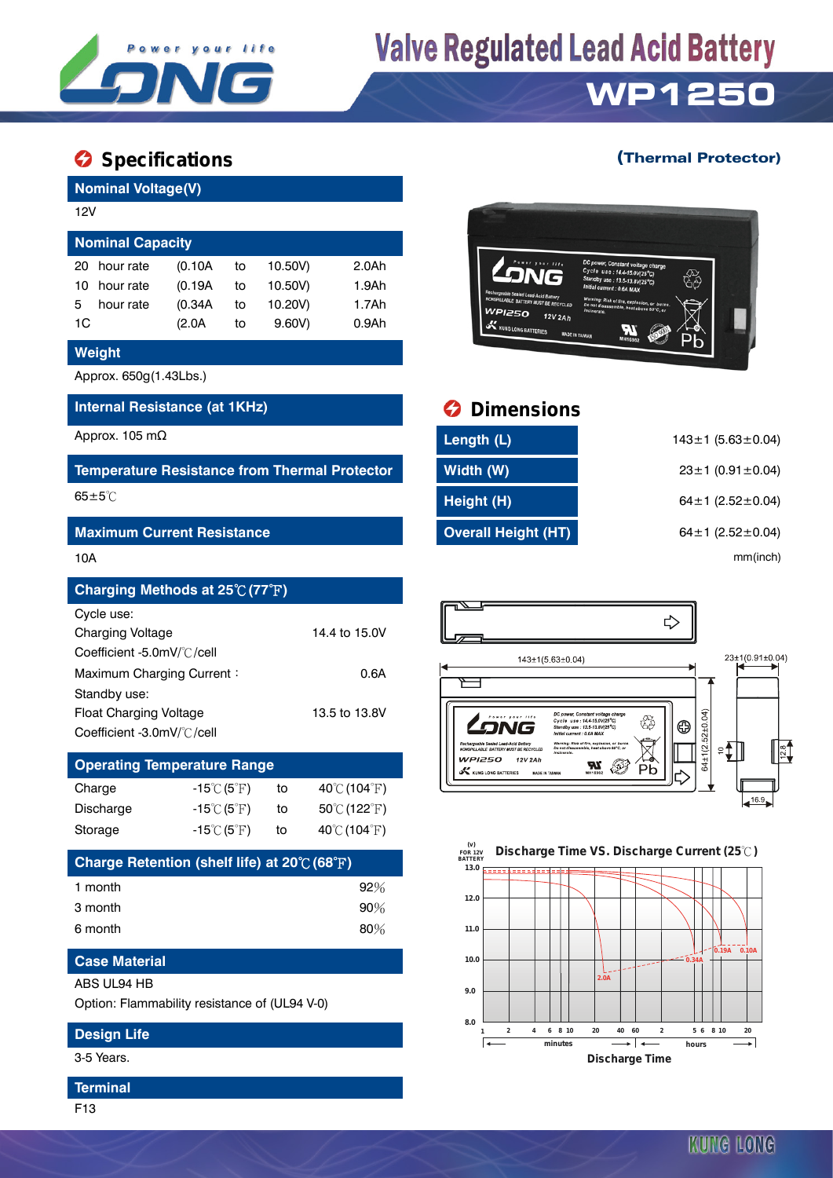# Valve Regulated Lead Acid Battery

## WP1250

(Thermal Protector)

## Specifications

### Nominal Voltage(V)

12V

### Nominal Capacity

| | | | | | |
|---|---|---|---|---|---|
| 20 hour rate | (0.10A | to | 10.50V) | 2.0Ah |
| 10 hour rate | (0.19A | to | 10.50V) | 1.9Ah |
| 5 hour rate | (0.34A | to | 10.20V) | 1.7Ah |
| 1C | (2.0A | to | 9.60V) | 0.9Ah |

### Weight

Approx. 650g(1.43Lbs.)

### Internal Resistance (at 1KHz)

Approx. 105 mΩ

### Temperature Resistance from Thermal Protector

65±5℃

### Maximum Current Resistance

10A

### Charging Methods at 25℃(77℉)

Cycle use:

| | |
|---|---|
| Charging Voltage | 14.4 to 15.0V |
| Coefficient -5.0mV/℃/cell | |
| Maximum Charging Current： | 0.6A |

Standby use:

| | |
|---|---|
| Float Charging Voltage | 13.5 to 13.8V |
| Coefficient -3.0mV/℃/cell | |

### Operating Temperature Range

| | | | |
|---|---|---|---|
| Charge | -15℃(5℉) | to | 40℃(104℉) |
| Discharge | -15℃(5℉) | to | 50℃(122℉) |
| Storage | -15℃(5℉) | to | 40℃(104℉) |

### Charge Retention (shelf life) at 20℃(68℉)

| | |
|---|---|
| 1 month | 92% |
| 3 month | 90% |
| 6 month | 80% |

### Case Material

ABS UL94 HB

Option: Flammability resistance of (UL94 V-0)

### Design Life

3-5 Years.

### Terminal

F13

## Dimensions

| | |
|---|---|
| Length (L) | 143±1 (5.63±0.04) |
| Width (W) | 23±1 (0.91±0.04) |
| Height (H) | 64±1 (2.52±0.04) |
| Overall Height (HT) | 64±1 (2.52±0.04) |

mm(inch)

143±1(5.63±0.04)

23±1(0.91±0.04)

64±1(2.52±0.04)

10

12.8

16.9

### Discharge Time VS. Discharge Current (25℃)

(v) FOR 12V BATTERY

13.0, 12.0, 11.0, 10.0, 9.0, 8.0

2.0A, 0.34A, 0.19A, 0.10A

1 2 4 6 8 10 20 40 60 2 5 6 8 10 20

minutes | hours

Discharge Time

KUNG LONG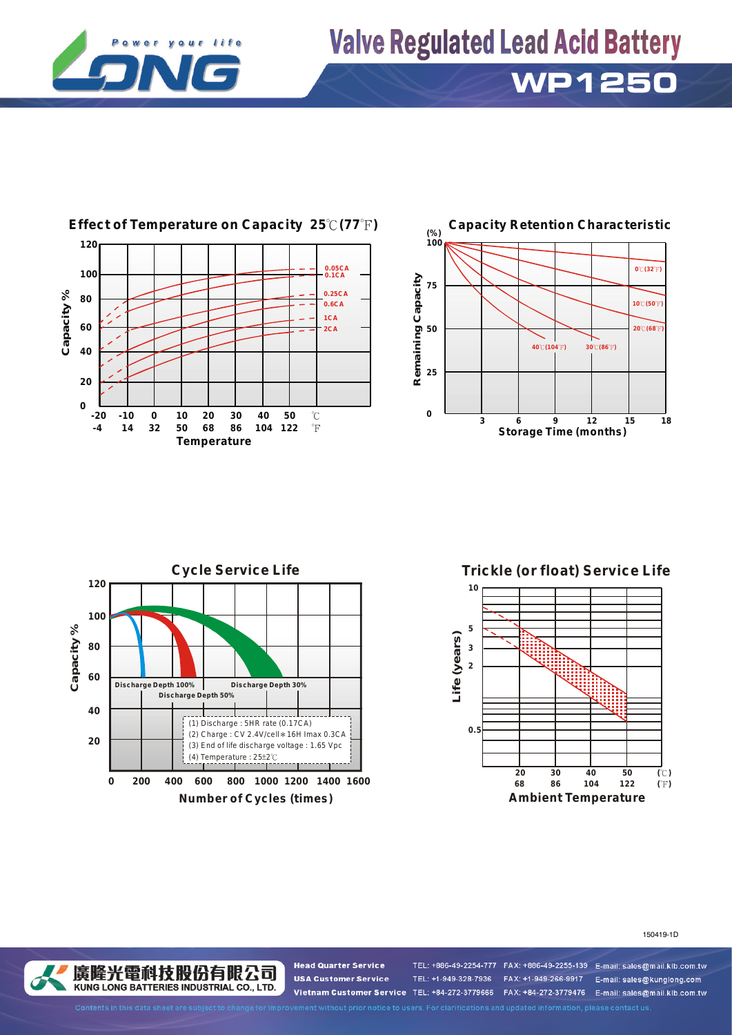# Valve Regulated Lead Acid Battery

## WP1250

Power your life

LONG

### Effect of Temperature on Capacity 25℃(77℉)

Capacity %

120
100
80
60
40
20
0

0.05CA
0.1CA
0.25CA
0.6CA
1CA
2CA

-20 -10 0 10 20 30 40 50 ℃
-4 14 32 50 68 86 104 122 ℉

Temperature

### Capacity Retention Characteristic

(%)
100
75
50
25
0

Remaining Capacity

0℃(32℉)
10℃(50℉)
20℃(68℉)
30℃(86℉)
40℃(104℉)

3 6 9 12 15 18

Storage Time (months)

### Cycle Service Life

Capacity %

120
100
80
60
40
20

Discharge Depth 100%
Discharge Depth 50%
Discharge Depth 30%

(1) Discharge : 5HR rate (0.17CA)
(2) Charge : CV 2.4V/cell※16H Imax 0.3CA
(3) End of life discharge voltage : 1.65 Vpc
(4) Temperature : 25±2℃

0 200 400 600 800 1000 1200 1400 1600

Number of Cycles (times)

### Trickle (or float) Service Life

Life (years)

10
5
3
2
0.5

20 30 40 50 (℃)
68 86 104 122 (℉)

Ambient Temperature

150419-1D

廣隆光電科技股份有限公司
KUNG LONG BATTERIES INDUSTRIAL CO., LTD.

**Head Quarter Service** TEL: +886-49-2254-777 FAX: +886-49-2255-139 E-mail: sales@mail.klb.com.tw

**USA Customer Service** TEL: +1-949-328-7936 FAX: +1-949-266-9917 E-mail: sales@kunglong.com

**Vietnam Customer Service** TEL: +84-272-3779666 FAX: +84-272-3779476 E-mail: sales@mail.klb.com.tw

Contents in this data sheet are subject to change for improvement without prior notice to users. For clarifications and updated information, please contact us.